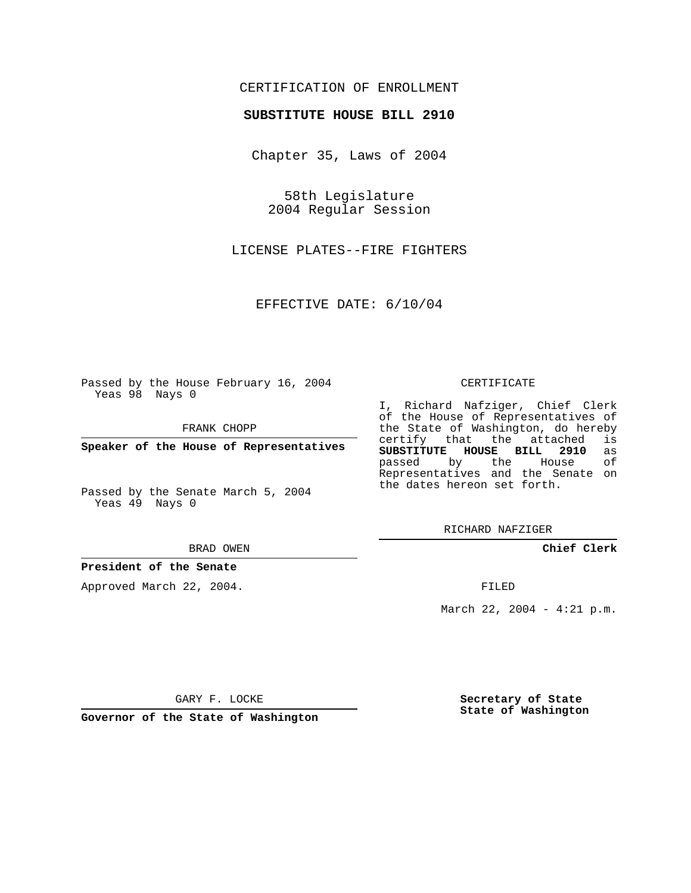CERTIFICATION OF ENROLLMENT

**SUBSTITUTE HOUSE BILL 2910**

Chapter 35, Laws of 2004

58th Legislature
2004 Regular Session

LICENSE PLATES--FIRE FIGHTERS

EFFECTIVE DATE: 6/10/04

Passed by the House February 16, 2004
Yeas 98 Nays 0

FRANK CHOPP

**Speaker of the House of Representatives**

Passed by the Senate March 5, 2004
Yeas 49 Nays 0

BRAD OWEN

**President of the Senate**

Approved March 22, 2004.

GARY F. LOCKE

**Governor of the State of Washington**

CERTIFICATE

I, Richard Nafziger, Chief Clerk of the House of Representatives of the State of Washington, do hereby certify that the attached is **SUBSTITUTE HOUSE BILL 2910** as passed by the House of Representatives and the Senate on the dates hereon set forth.

RICHARD NAFZIGER

**Chief Clerk**

FILED

March 22, 2004 - 4:21 p.m.

**Secretary of State**
**State of Washington**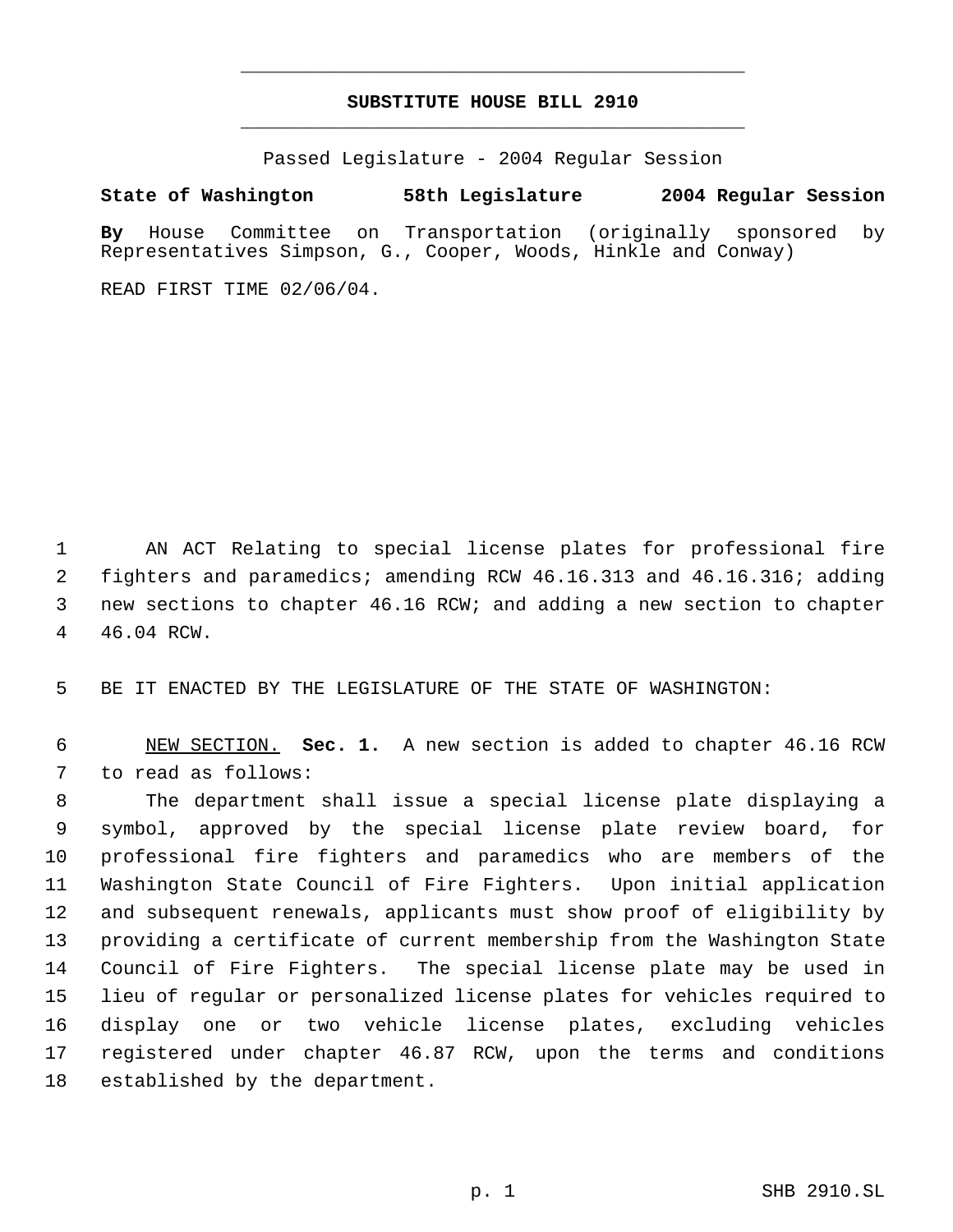# SUBSTITUTE HOUSE BILL 2910

Passed Legislature - 2004 Regular Session

**State of Washington 58th Legislature 2004 Regular Session**

**By** House Committee on Transportation (originally sponsored by Representatives Simpson, G., Cooper, Woods, Hinkle and Conway)

READ FIRST TIME 02/06/04.

AN ACT Relating to special license plates for professional fire fighters and paramedics; amending RCW 46.16.313 and 46.16.316; adding new sections to chapter 46.16 RCW; and adding a new section to chapter 46.04 RCW.

BE IT ENACTED BY THE LEGISLATURE OF THE STATE OF WASHINGTON:

NEW SECTION. **Sec. 1.** A new section is added to chapter 46.16 RCW to read as follows:

The department shall issue a special license plate displaying a symbol, approved by the special license plate review board, for professional fire fighters and paramedics who are members of the Washington State Council of Fire Fighters. Upon initial application and subsequent renewals, applicants must show proof of eligibility by providing a certificate of current membership from the Washington State Council of Fire Fighters. The special license plate may be used in lieu of regular or personalized license plates for vehicles required to display one or two vehicle license plates, excluding vehicles registered under chapter 46.87 RCW, upon the terms and conditions established by the department.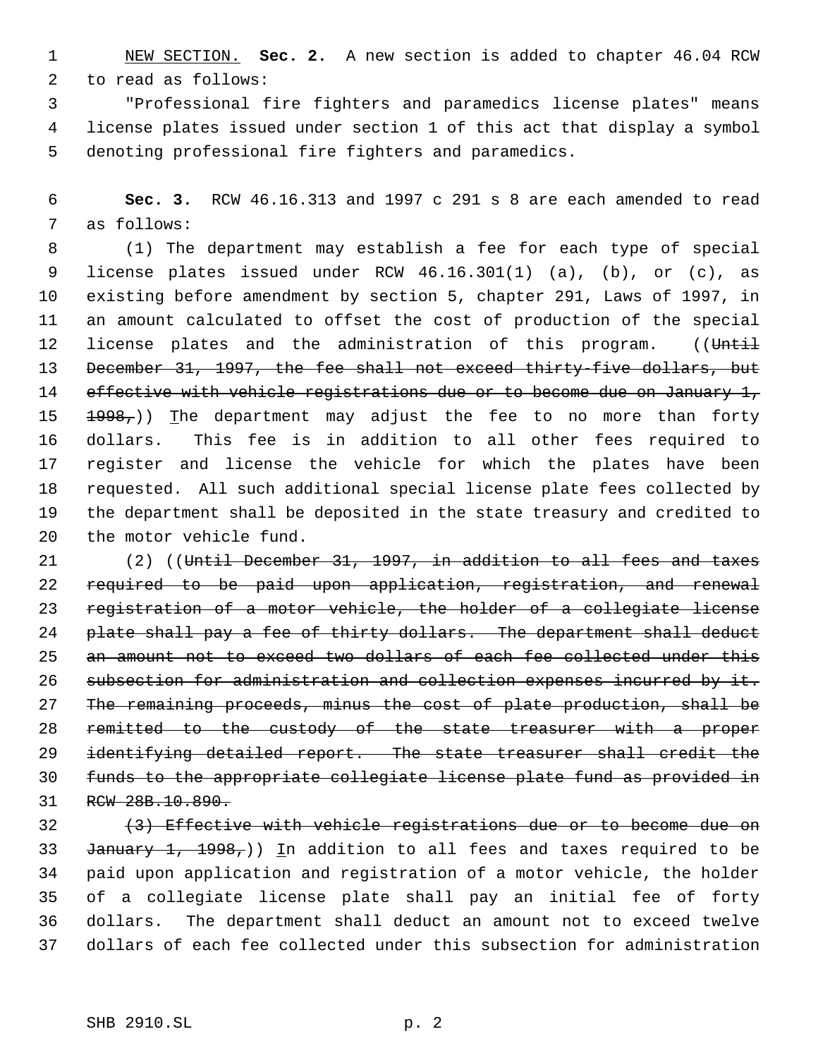NEW SECTION. **Sec. 2.** A new section is added to chapter 46.04 RCW to read as follows:

"Professional fire fighters and paramedics license plates" means license plates issued under section 1 of this act that display a symbol denoting professional fire fighters and paramedics.

**Sec. 3.** RCW 46.16.313 and 1997 c 291 s 8 are each amended to read as follows:

(1) The department may establish a fee for each type of special license plates issued under RCW 46.16.301(1) (a), (b), or (c), as existing before amendment by section 5, chapter 291, Laws of 1997, in an amount calculated to offset the cost of production of the special license plates and the administration of this program. ((~~Until December 31, 1997, the fee shall not exceed thirty-five dollars, but effective with vehicle registrations due or to become due on January 1, 1998,~~)) The department may adjust the fee to no more than forty dollars. This fee is in addition to all other fees required to register and license the vehicle for which the plates have been requested. All such additional special license plate fees collected by the department shall be deposited in the state treasury and credited to the motor vehicle fund.

(2) ((~~Until December 31, 1997, in addition to all fees and taxes required to be paid upon application, registration, and renewal registration of a motor vehicle, the holder of a collegiate license plate shall pay a fee of thirty dollars. The department shall deduct an amount not to exceed two dollars of each fee collected under this subsection for administration and collection expenses incurred by it. The remaining proceeds, minus the cost of plate production, shall be remitted to the custody of the state treasurer with a proper identifying detailed report. The state treasurer shall credit the funds to the appropriate collegiate license plate fund as provided in RCW 28B.10.890.~~

~~(3) Effective with vehicle registrations due or to become due on January 1, 1998,~~)) In addition to all fees and taxes required to be paid upon application and registration of a motor vehicle, the holder of a collegiate license plate shall pay an initial fee of forty dollars. The department shall deduct an amount not to exceed twelve dollars of each fee collected under this subsection for administration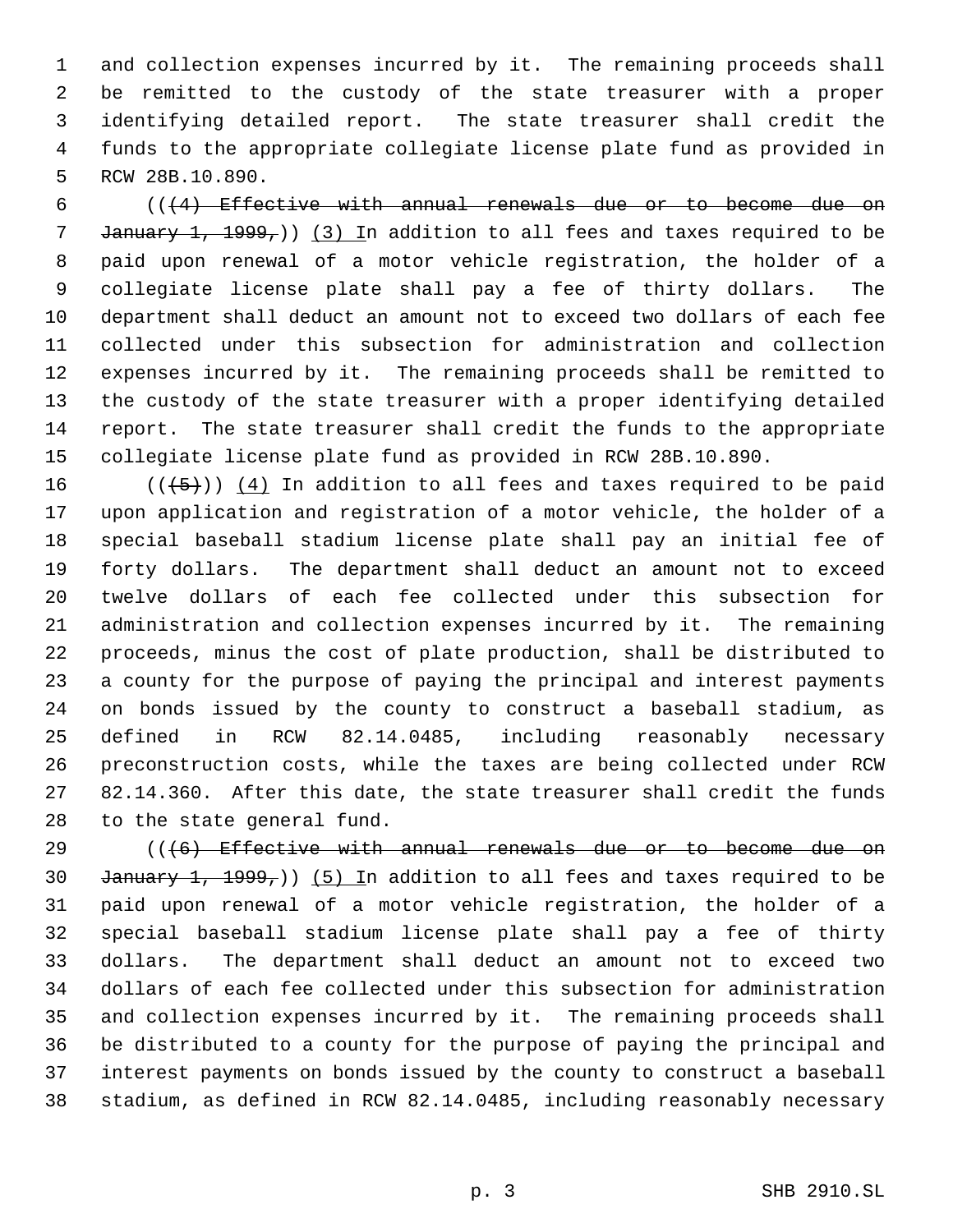and collection expenses incurred by it. The remaining proceeds shall be remitted to the custody of the state treasurer with a proper identifying detailed report. The state treasurer shall credit the funds to the appropriate collegiate license plate fund as provided in RCW 28B.10.890.

((~~(4) Effective with annual renewals due or to become due on January 1, 1999,~~)) (3) In addition to all fees and taxes required to be paid upon renewal of a motor vehicle registration, the holder of a collegiate license plate shall pay a fee of thirty dollars. The department shall deduct an amount not to exceed two dollars of each fee collected under this subsection for administration and collection expenses incurred by it. The remaining proceeds shall be remitted to the custody of the state treasurer with a proper identifying detailed report. The state treasurer shall credit the funds to the appropriate collegiate license plate fund as provided in RCW 28B.10.890.

((~~(5)~~)) (4) In addition to all fees and taxes required to be paid upon application and registration of a motor vehicle, the holder of a special baseball stadium license plate shall pay an initial fee of forty dollars. The department shall deduct an amount not to exceed twelve dollars of each fee collected under this subsection for administration and collection expenses incurred by it. The remaining proceeds, minus the cost of plate production, shall be distributed to a county for the purpose of paying the principal and interest payments on bonds issued by the county to construct a baseball stadium, as defined in RCW 82.14.0485, including reasonably necessary preconstruction costs, while the taxes are being collected under RCW 82.14.360. After this date, the state treasurer shall credit the funds to the state general fund.

((~~(6) Effective with annual renewals due or to become due on January 1, 1999,~~)) (5) In addition to all fees and taxes required to be paid upon renewal of a motor vehicle registration, the holder of a special baseball stadium license plate shall pay a fee of thirty dollars. The department shall deduct an amount not to exceed two dollars of each fee collected under this subsection for administration and collection expenses incurred by it. The remaining proceeds shall be distributed to a county for the purpose of paying the principal and interest payments on bonds issued by the county to construct a baseball stadium, as defined in RCW 82.14.0485, including reasonably necessary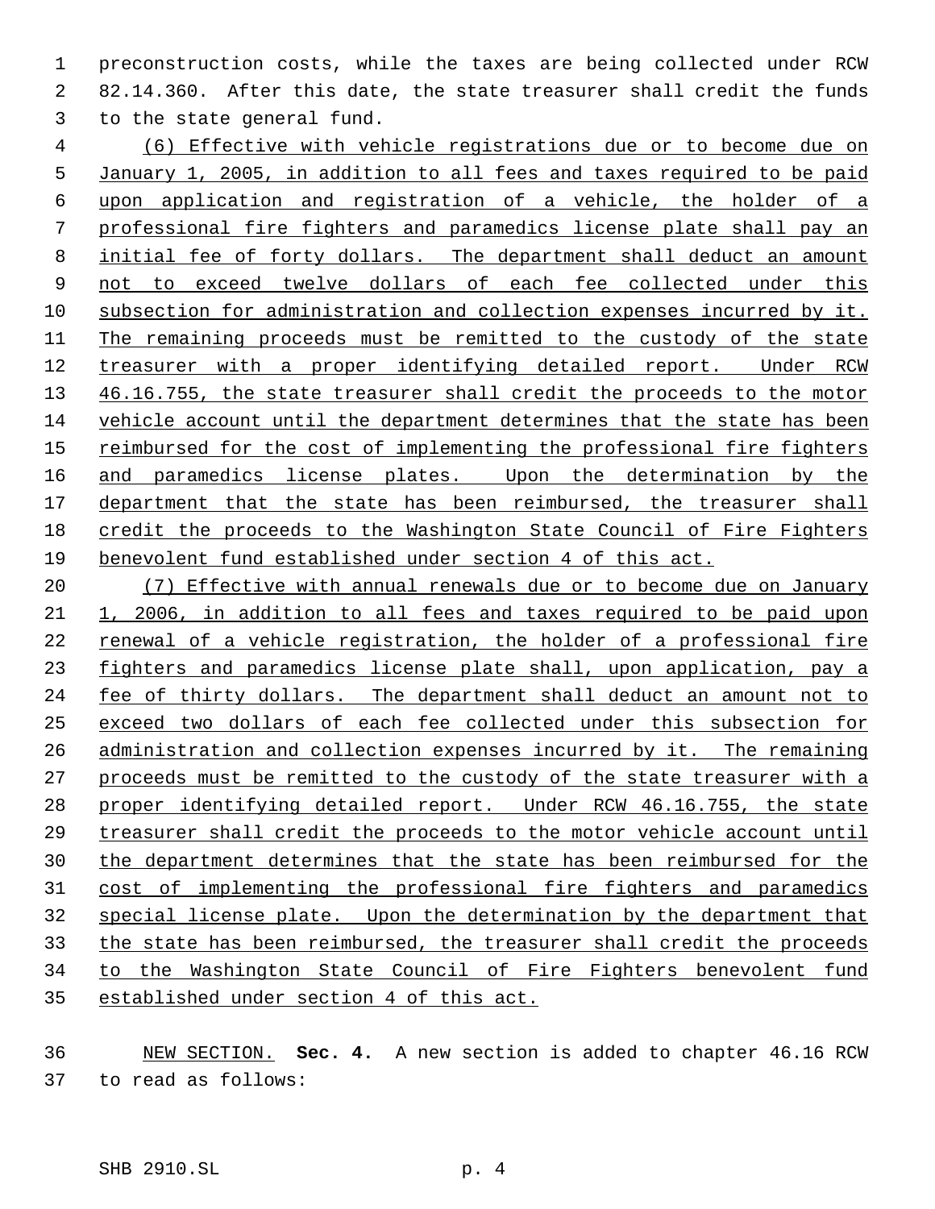preconstruction costs, while the taxes are being collected under RCW 82.14.360. After this date, the state treasurer shall credit the funds to the state general fund.

(6) Effective with vehicle registrations due or to become due on January 1, 2005, in addition to all fees and taxes required to be paid upon application and registration of a vehicle, the holder of a professional fire fighters and paramedics license plate shall pay an initial fee of forty dollars. The department shall deduct an amount not to exceed twelve dollars of each fee collected under this subsection for administration and collection expenses incurred by it. The remaining proceeds must be remitted to the custody of the state treasurer with a proper identifying detailed report. Under RCW 46.16.755, the state treasurer shall credit the proceeds to the motor vehicle account until the department determines that the state has been reimbursed for the cost of implementing the professional fire fighters and paramedics license plates. Upon the determination by the department that the state has been reimbursed, the treasurer shall credit the proceeds to the Washington State Council of Fire Fighters benevolent fund established under section 4 of this act.

(7) Effective with annual renewals due or to become due on January 1, 2006, in addition to all fees and taxes required to be paid upon renewal of a vehicle registration, the holder of a professional fire fighters and paramedics license plate shall, upon application, pay a fee of thirty dollars. The department shall deduct an amount not to exceed two dollars of each fee collected under this subsection for administration and collection expenses incurred by it. The remaining proceeds must be remitted to the custody of the state treasurer with a proper identifying detailed report. Under RCW 46.16.755, the state treasurer shall credit the proceeds to the motor vehicle account until the department determines that the state has been reimbursed for the cost of implementing the professional fire fighters and paramedics special license plate. Upon the determination by the department that the state has been reimbursed, the treasurer shall credit the proceeds to the Washington State Council of Fire Fighters benevolent fund established under section 4 of this act.

NEW SECTION. **Sec. 4.** A new section is added to chapter 46.16 RCW to read as follows: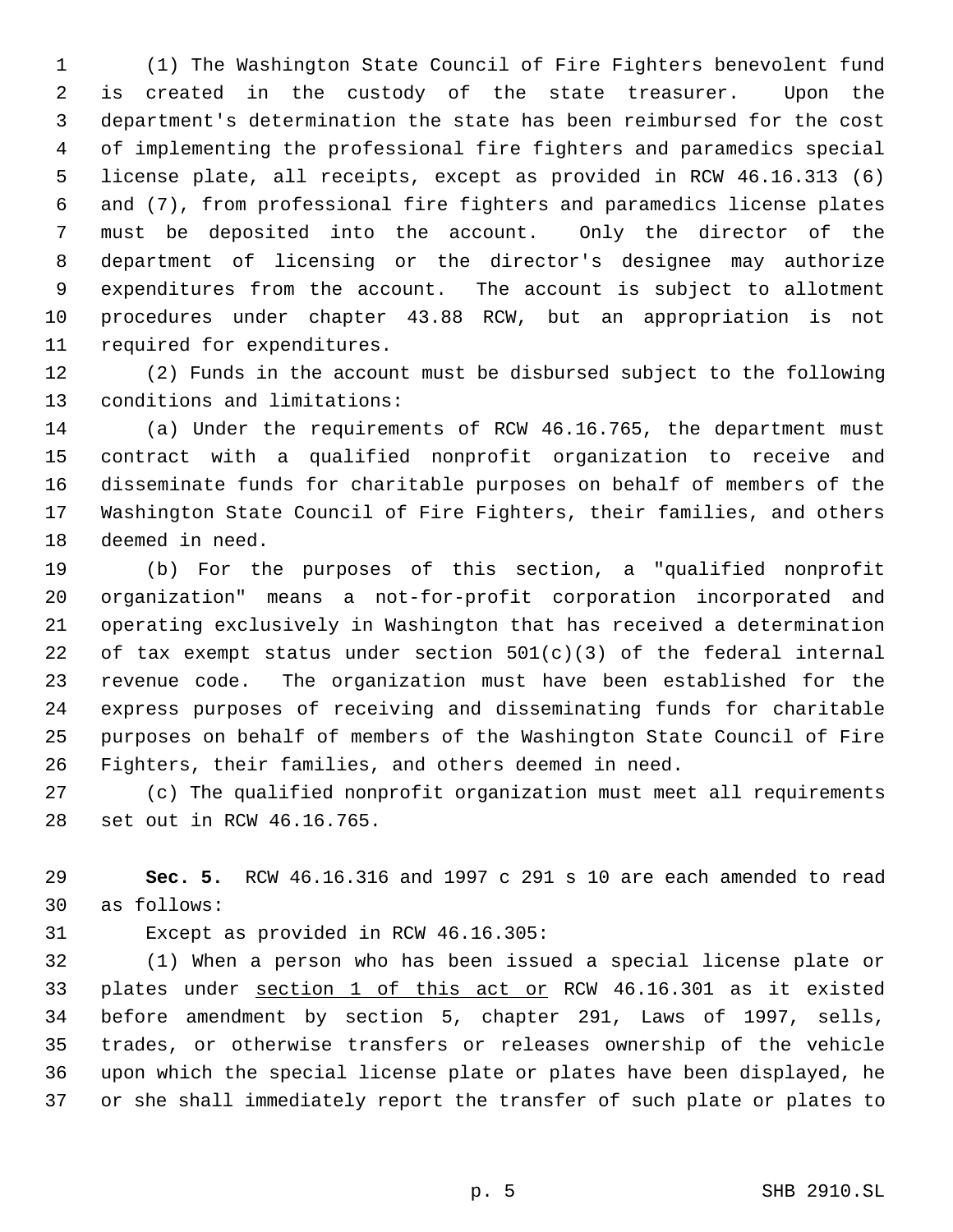(1) The Washington State Council of Fire Fighters benevolent fund is created in the custody of the state treasurer. Upon the department's determination the state has been reimbursed for the cost of implementing the professional fire fighters and paramedics special license plate, all receipts, except as provided in RCW 46.16.313 (6) and (7), from professional fire fighters and paramedics license plates must be deposited into the account. Only the director of the department of licensing or the director's designee may authorize expenditures from the account. The account is subject to allotment procedures under chapter 43.88 RCW, but an appropriation is not required for expenditures.

(2) Funds in the account must be disbursed subject to the following conditions and limitations:

(a) Under the requirements of RCW 46.16.765, the department must contract with a qualified nonprofit organization to receive and disseminate funds for charitable purposes on behalf of members of the Washington State Council of Fire Fighters, their families, and others deemed in need.

(b) For the purposes of this section, a "qualified nonprofit organization" means a not-for-profit corporation incorporated and operating exclusively in Washington that has received a determination of tax exempt status under section 501(c)(3) of the federal internal revenue code. The organization must have been established for the express purposes of receiving and disseminating funds for charitable purposes on behalf of members of the Washington State Council of Fire Fighters, their families, and others deemed in need.

(c) The qualified nonprofit organization must meet all requirements set out in RCW 46.16.765.

**Sec. 5.** RCW 46.16.316 and 1997 c 291 s 10 are each amended to read as follows:

Except as provided in RCW 46.16.305:

(1) When a person who has been issued a special license plate or plates under <u>section 1 of this act or</u> RCW 46.16.301 as it existed before amendment by section 5, chapter 291, Laws of 1997, sells, trades, or otherwise transfers or releases ownership of the vehicle upon which the special license plate or plates have been displayed, he or she shall immediately report the transfer of such plate or plates to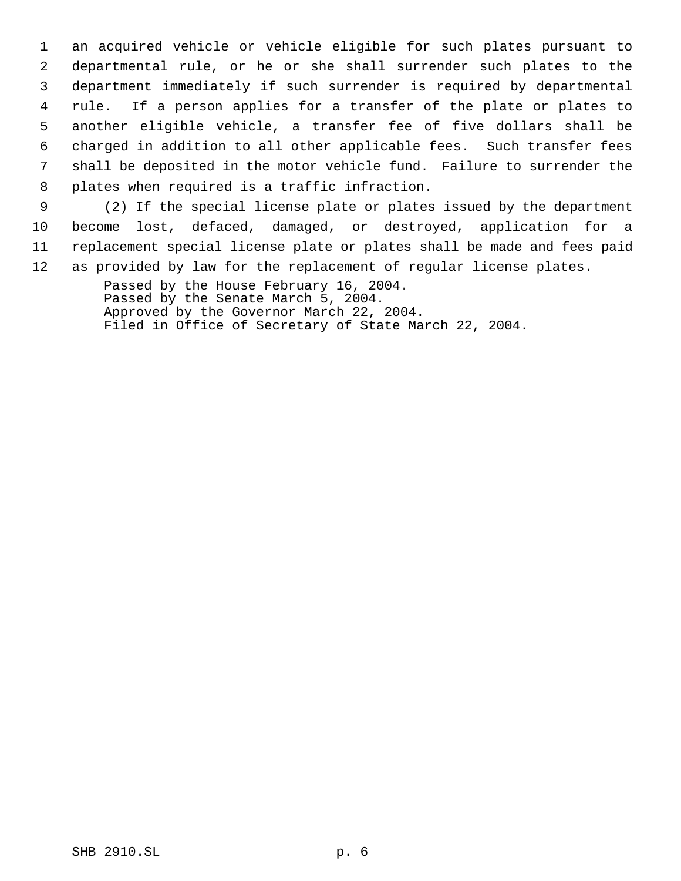an acquired vehicle or vehicle eligible for such plates pursuant to departmental rule, or he or she shall surrender such plates to the department immediately if such surrender is required by departmental rule. If a person applies for a transfer of the plate or plates to another eligible vehicle, a transfer fee of five dollars shall be charged in addition to all other applicable fees. Such transfer fees shall be deposited in the motor vehicle fund. Failure to surrender the plates when required is a traffic infraction.

(2) If the special license plate or plates issued by the department become lost, defaced, damaged, or destroyed, application for a replacement special license plate or plates shall be made and fees paid as provided by law for the replacement of regular license plates.

Passed by the House February 16, 2004.
Passed by the Senate March 5, 2004.
Approved by the Governor March 22, 2004.
Filed in Office of Secretary of State March 22, 2004.